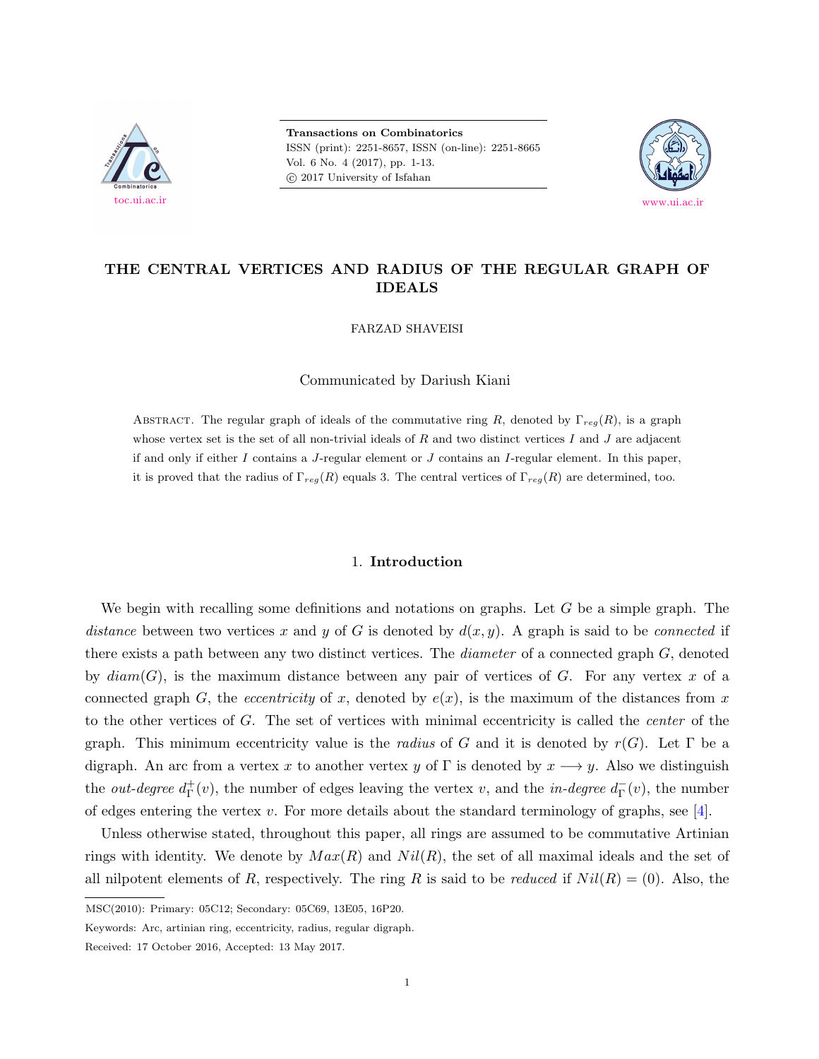# THE CENTRAL VERTICES AND RADIUS OF THE REGULAR GRAPH OF IDEALS

FARZAD SHAVEISI

Communicated by Dariush Kiani

Abstract. The regular graph of ideals of the commutative ring $R$, denoted by $\Gamma_{reg}(R)$, is a graph whose vertex set is the set of all non-trivial ideals of $R$ and two distinct vertices $I$ and $J$ are adjacent if and only if either $I$ contains a $J$-regular element or $J$ contains an $I$-regular element. In this paper, it is proved that the radius of $\Gamma_{reg}(R)$ equals 3. The central vertices of $\Gamma_{reg}(R)$ are determined, too.

## 1. Introduction

We begin with recalling some definitions and notations on graphs. Let $G$ be a simple graph. The *distance* between two vertices $x$ and $y$ of $G$ is denoted by $d(x, y)$. A graph is said to be *connected* if there exists a path between any two distinct vertices. The *diameter* of a connected graph $G$, denoted by $diam(G)$, is the maximum distance between any pair of vertices of $G$. For any vertex $x$ of a connected graph $G$, the *eccentricity* of $x$, denoted by $e(x)$, is the maximum of the distances from $x$ to the other vertices of $G$. The set of vertices with minimal eccentricity is called the *center* of the graph. This minimum eccentricity value is the *radius* of $G$ and it is denoted by $r(G)$. Let $\Gamma$ be a digraph. An arc from a vertex $x$ to another vertex $y$ of $\Gamma$ is denoted by $x \longrightarrow y$. Also we distinguish the *out-degree* $d^+_\Gamma(v)$, the number of edges leaving the vertex $v$, and the *in-degree* $d^-_\Gamma(v)$, the number of edges entering the vertex $v$. For more details about the standard terminology of graphs, see [4].

Unless otherwise stated, throughout this paper, all rings are assumed to be commutative Artinian rings with identity. We denote by $Max(R)$ and $Nil(R)$, the set of all maximal ideals and the set of all nilpotent elements of $R$, respectively. The ring $R$ is said to be *reduced* if $Nil(R) = (0)$. Also, the

MSC(2010): Primary: 05C12; Secondary: 05C69, 13E05, 16P20.

Keywords: Arc, artinian ring, eccentricity, radius, regular digraph.

Received: 17 October 2016, Accepted: 13 May 2017.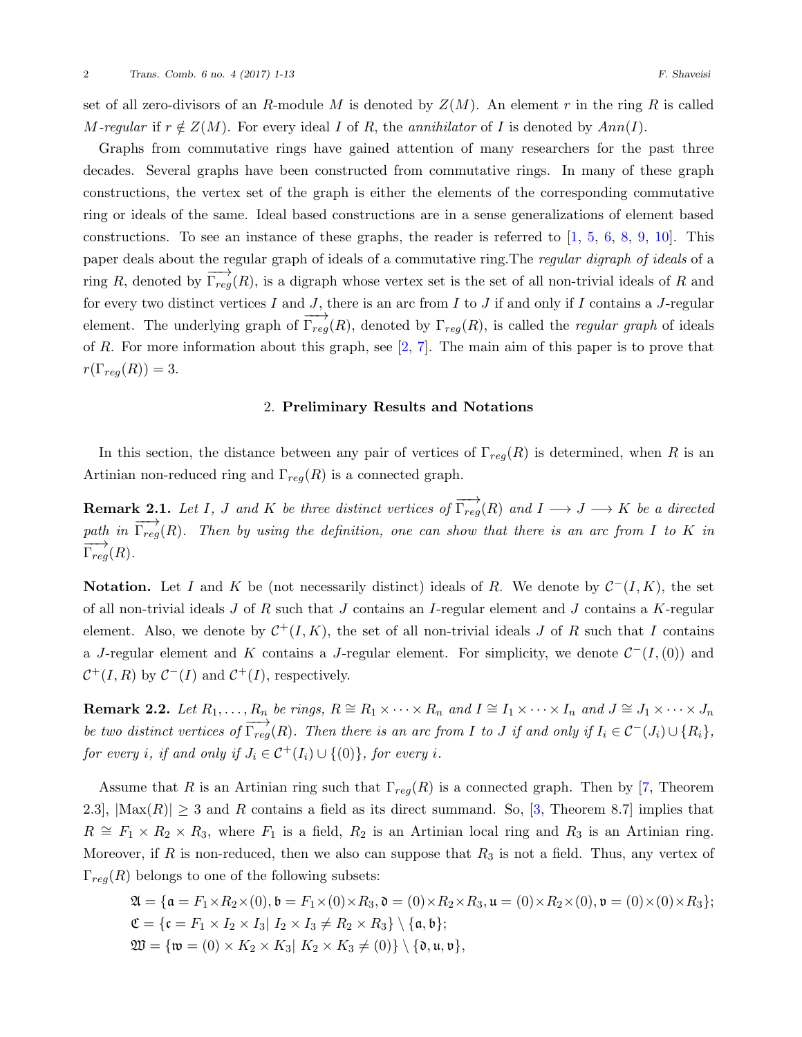set of all zero-divisors of an $R$-module $M$ is denoted by $Z(M)$. An element $r$ in the ring $R$ is called *$M$-regular* if $r \notin Z(M)$. For every ideal $I$ of $R$, the *annihilator* of $I$ is denoted by $Ann(I)$.

Graphs from commutative rings have gained attention of many researchers for the past three decades. Several graphs have been constructed from commutative rings. In many of these graph constructions, the vertex set of the graph is either the elements of the corresponding commutative ring or ideals of the same. Ideal based constructions are in a sense generalizations of element based constructions. To see an instance of these graphs, the reader is referred to [1, 5, 6, 8, 9, 10]. This paper deals about the regular graph of ideals of a commutative ring.The *regular digraph of ideals* of a ring $R$, denoted by $\overrightarrow{\Gamma_{reg}}(R)$, is a digraph whose vertex set is the set of all non-trivial ideals of $R$ and for every two distinct vertices $I$ and $J$, there is an arc from $I$ to $J$ if and only if $I$ contains a $J$-regular element. The underlying graph of $\overrightarrow{\Gamma_{reg}}(R)$, denoted by $\Gamma_{reg}(R)$, is called the *regular graph* of ideals of $R$. For more information about this graph, see [2, 7]. The main aim of this paper is to prove that $r(\Gamma_{reg}(R)) = 3$.

## 2. Preliminary Results and Notations

In this section, the distance between any pair of vertices of $\Gamma_{reg}(R)$ is determined, when $R$ is an Artinian non-reduced ring and $\Gamma_{reg}(R)$ is a connected graph.

**Remark 2.1.** *Let $I$, $J$ and $K$ be three distinct vertices of $\overrightarrow{\Gamma_{reg}}(R)$ and $I \longrightarrow J \longrightarrow K$ be a directed path in $\overrightarrow{\Gamma_{reg}}(R)$. Then by using the definition, one can show that there is an arc from $I$ to $K$ in $\overrightarrow{\Gamma_{reg}}(R)$.*

**Notation.** Let $I$ and $K$ be (not necessarily distinct) ideals of $R$. We denote by $\mathcal{C}^-(I, K)$, the set of all non-trivial ideals $J$ of $R$ such that $J$ contains an $I$-regular element and $J$ contains a $K$-regular element. Also, we denote by $\mathcal{C}^+(I, K)$, the set of all non-trivial ideals $J$ of $R$ such that $I$ contains a $J$-regular element and $K$ contains a $J$-regular element. For simplicity, we denote $\mathcal{C}^-(I, (0))$ and $\mathcal{C}^+(I, R)$ by $\mathcal{C}^-(I)$ and $\mathcal{C}^+(I)$, respectively.

**Remark 2.2.** *Let $R_1, \ldots, R_n$ be rings, $R \cong R_1 \times \cdots \times R_n$ and $I \cong I_1 \times \cdots \times I_n$ and $J \cong J_1 \times \cdots \times J_n$ be two distinct vertices of $\overrightarrow{\Gamma_{reg}}(R)$. Then there is an arc from $I$ to $J$ if and only if $I_i \in \mathcal{C}^-(J_i) \cup \{R_i\}$, for every $i$, if and only if $J_i \in \mathcal{C}^+(I_i) \cup \{(0)\}$, for every $i$.*

Assume that $R$ is an Artinian ring such that $\Gamma_{reg}(R)$ is a connected graph. Then by [7, Theorem 2.3], $|\mathrm{Max}(R)| \geq 3$ and $R$ contains a field as its direct summand. So, [3, Theorem 8.7] implies that $R \cong F_1 \times R_2 \times R_3$, where $F_1$ is a field, $R_2$ is an Artinian local ring and $R_3$ is an Artinian ring. Moreover, if $R$ is non-reduced, then we also can suppose that $R_3$ is not a field. Thus, any vertex of $\Gamma_{reg}(R)$ belongs to one of the following subsets:

$$\mathfrak{A} = \{\mathfrak{a} = F_1 \times R_2 \times (0), \mathfrak{b} = F_1 \times (0) \times R_3, \mathfrak{d} = (0) \times R_2 \times R_3, \mathfrak{u} = (0) \times R_2 \times (0), \mathfrak{v} = (0) \times (0) \times R_3\};$$

$$\mathfrak{C} = \{\mathfrak{c} = F_1 \times I_2 \times I_3 | \ I_2 \times I_3 \neq R_2 \times R_3\} \setminus \{\mathfrak{a}, \mathfrak{b}\};$$

$$\mathfrak{W} = \{\mathfrak{w} = (0) \times K_2 \times K_3 | \ K_2 \times K_3 \neq (0)\} \setminus \{\mathfrak{d}, \mathfrak{u}, \mathfrak{v}\},$$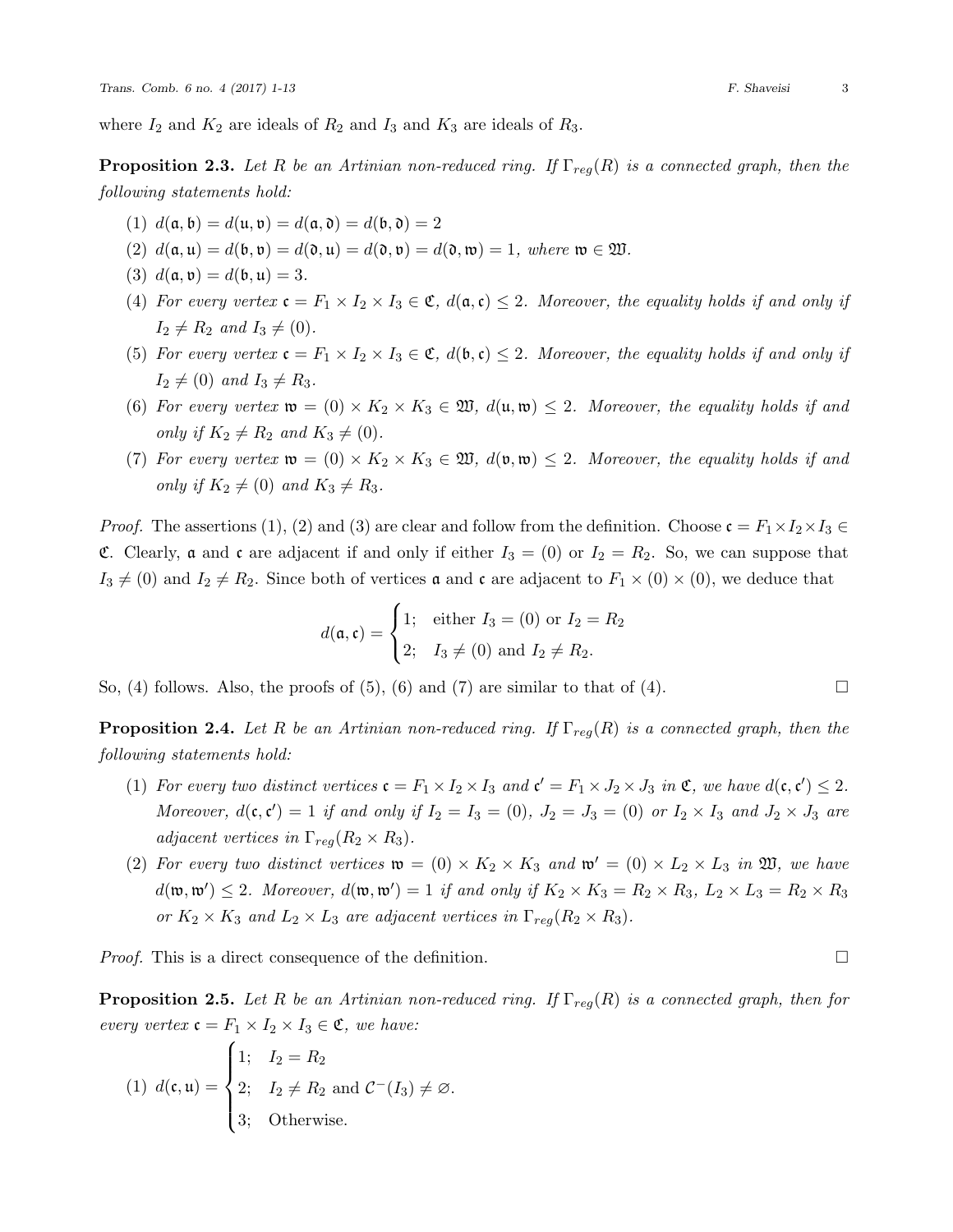where $I_2$ and $K_2$ are ideals of $R_2$ and $I_3$ and $K_3$ are ideals of $R_3$.

**Proposition 2.3.** *Let $R$ be an Artinian non-reduced ring. If $\Gamma_{reg}(R)$ is a connected graph, then the following statements hold:*

(1) $d(\mathfrak{a}, \mathfrak{b}) = d(\mathfrak{u}, \mathfrak{v}) = d(\mathfrak{a}, \mathfrak{d}) = d(\mathfrak{b}, \mathfrak{d}) = 2$

(2) $d(\mathfrak{a}, \mathfrak{u}) = d(\mathfrak{b}, \mathfrak{v}) = d(\mathfrak{d}, \mathfrak{u}) = d(\mathfrak{d}, \mathfrak{v}) = d(\mathfrak{d}, \mathfrak{w}) = 1$*, where* $\mathfrak{w} \in \mathfrak{W}$.

(3) $d(\mathfrak{a}, \mathfrak{v}) = d(\mathfrak{b}, \mathfrak{u}) = 3$.

(4) *For every vertex* $\mathfrak{c} = F_1 \times I_2 \times I_3 \in \mathfrak{C}$, $d(\mathfrak{a}, \mathfrak{c}) \leq 2$. *Moreover, the equality holds if and only if* $I_2 \neq R_2$ *and* $I_3 \neq (0)$.

(5) *For every vertex* $\mathfrak{c} = F_1 \times I_2 \times I_3 \in \mathfrak{C}$, $d(\mathfrak{b}, \mathfrak{c}) \leq 2$. *Moreover, the equality holds if and only if* $I_2 \neq (0)$ *and* $I_3 \neq R_3$.

(6) *For every vertex* $\mathfrak{w} = (0) \times K_2 \times K_3 \in \mathfrak{W}$, $d(\mathfrak{u}, \mathfrak{w}) \leq 2$. *Moreover, the equality holds if and only if* $K_2 \neq R_2$ *and* $K_3 \neq (0)$.

(7) *For every vertex* $\mathfrak{w} = (0) \times K_2 \times K_3 \in \mathfrak{W}$, $d(\mathfrak{v}, \mathfrak{w}) \leq 2$. *Moreover, the equality holds if and only if* $K_2 \neq (0)$ *and* $K_3 \neq R_3$.

*Proof.* The assertions (1), (2) and (3) are clear and follow from the definition. Choose $\mathfrak{c} = F_1 \times I_2 \times I_3 \in \mathfrak{C}$. Clearly, $\mathfrak{a}$ and $\mathfrak{c}$ are adjacent if and only if either $I_3 = (0)$ or $I_2 = R_2$. So, we can suppose that $I_3 \neq (0)$ and $I_2 \neq R_2$. Since both of vertices $\mathfrak{a}$ and $\mathfrak{c}$ are adjacent to $F_1 \times (0) \times (0)$, we deduce that

$$d(\mathfrak{a}, \mathfrak{c}) = \begin{cases} 1; & \text{either } I_3 = (0) \text{ or } I_2 = R_2 \\ 2; & I_3 \neq (0) \text{ and } I_2 \neq R_2. \end{cases}$$

So, (4) follows. Also, the proofs of (5), (6) and (7) are similar to that of (4). $\square$

**Proposition 2.4.** *Let $R$ be an Artinian non-reduced ring. If $\Gamma_{reg}(R)$ is a connected graph, then the following statements hold:*

(1) *For every two distinct vertices* $\mathfrak{c} = F_1 \times I_2 \times I_3$ *and* $\mathfrak{c}' = F_1 \times J_2 \times J_3$ *in* $\mathfrak{C}$, *we have* $d(\mathfrak{c}, \mathfrak{c}') \leq 2$. *Moreover,* $d(\mathfrak{c}, \mathfrak{c}') = 1$ *if and only if* $I_2 = I_3 = (0)$, $J_2 = J_3 = (0)$ *or* $I_2 \times I_3$ *and* $J_2 \times J_3$ *are adjacent vertices in* $\Gamma_{reg}(R_2 \times R_3)$.

(2) *For every two distinct vertices* $\mathfrak{w} = (0) \times K_2 \times K_3$ *and* $\mathfrak{w}' = (0) \times L_2 \times L_3$ *in* $\mathfrak{W}$, *we have* $d(\mathfrak{w}, \mathfrak{w}') \leq 2$. *Moreover,* $d(\mathfrak{w}, \mathfrak{w}') = 1$ *if and only if* $K_2 \times K_3 = R_2 \times R_3$, $L_2 \times L_3 = R_2 \times R_3$ *or* $K_2 \times K_3$ *and* $L_2 \times L_3$ *are adjacent vertices in* $\Gamma_{reg}(R_2 \times R_3)$.

*Proof.* This is a direct consequence of the definition. $\square$

**Proposition 2.5.** *Let $R$ be an Artinian non-reduced ring. If $\Gamma_{reg}(R)$ is a connected graph, then for every vertex* $\mathfrak{c} = F_1 \times I_2 \times I_3 \in \mathfrak{C}$, *we have:*

$$(1)\ d(\mathfrak{c}, \mathfrak{u}) = \begin{cases} 1; & I_2 = R_2 \\ 2; & I_2 \neq R_2 \text{ and } \mathcal{C}^{-}(I_3) \neq \varnothing. \\ 3; & \text{Otherwise.} \end{cases}$$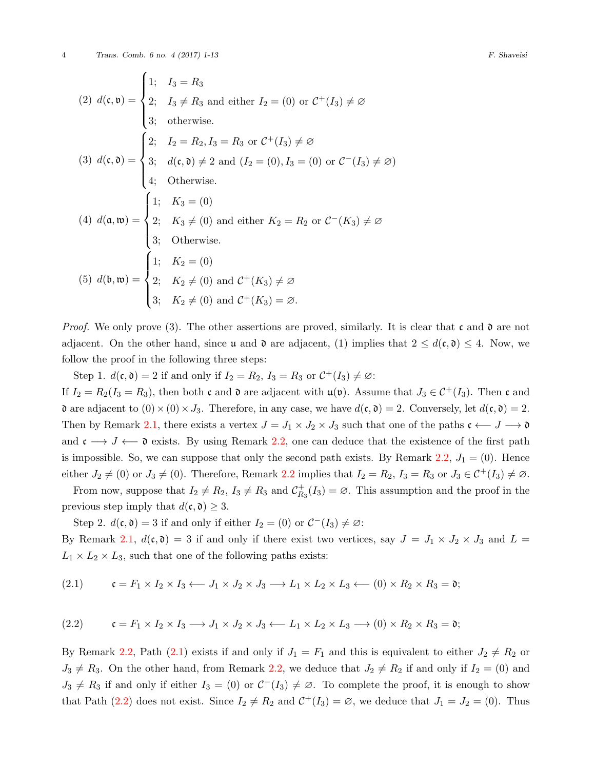$$(2)\ \ d(\mathfrak{c},\mathfrak{v}) = \begin{cases} 1; & I_3 = R_3 \\ 2; & I_3 \neq R_3 \text{ and either } I_2 = (0) \text{ or } \mathcal{C}^+(I_3) \neq \varnothing \\ 3; & \text{otherwise.} \end{cases}$$

$$(3)\ \ d(\mathfrak{c},\mathfrak{d}) = \begin{cases} 2; & I_2 = R_2, I_3 = R_3 \text{ or } \mathcal{C}^+(I_3) \neq \varnothing \\ 3; & d(\mathfrak{c},\mathfrak{d}) \neq 2 \text{ and } (I_2 = (0), I_3 = (0) \text{ or } \mathcal{C}^-(I_3) \neq \varnothing) \\ 4; & \text{Otherwise.} \end{cases}$$

$$(4)\ \ d(\mathfrak{a},\mathfrak{w}) = \begin{cases} 1; & K_3 = (0) \\ 2; & K_3 \neq (0) \text{ and either } K_2 = R_2 \text{ or } \mathcal{C}^-(K_3) \neq \varnothing \\ 3; & \text{Otherwise.} \end{cases}$$

$$(5)\ \ d(\mathfrak{b},\mathfrak{w}) = \begin{cases} 1; & K_2 = (0) \\ 2; & K_2 \neq (0) \text{ and } \mathcal{C}^+(K_3) \neq \varnothing \\ 3; & K_2 \neq (0) \text{ and } \mathcal{C}^+(K_3) = \varnothing. \end{cases}$$

*Proof.* We only prove (3). The other assertions are proved, similarly. It is clear that $\mathfrak{c}$ and $\mathfrak{d}$ are not adjacent. On the other hand, since $\mathfrak{u}$ and $\mathfrak{d}$ are adjacent, (1) implies that $2 \leq d(\mathfrak{c},\mathfrak{d}) \leq 4$. Now, we follow the proof in the following three steps:

Step 1. $d(\mathfrak{c},\mathfrak{d}) = 2$ if and only if $I_2 = R_2$, $I_3 = R_3$ or $\mathcal{C}^+(I_3) \neq \varnothing$:
If $I_2 = R_2 (I_3 = R_3)$, then both $\mathfrak{c}$ and $\mathfrak{d}$ are adjacent with $\mathfrak{u}(\mathfrak{v})$. Assume that $J_3 \in \mathcal{C}^+(I_3)$. Then $\mathfrak{c}$ and $\mathfrak{d}$ are adjacent to $(0) \times (0) \times J_3$. Therefore, in any case, we have $d(\mathfrak{c},\mathfrak{d}) = 2$. Conversely, let $d(\mathfrak{c},\mathfrak{d}) = 2$. Then by Remark 2.1, there exists a vertex $J = J_1 \times J_2 \times J_3$ such that one of the paths $\mathfrak{c} \longleftarrow J \longrightarrow \mathfrak{d}$ and $\mathfrak{c} \longrightarrow J \longleftarrow \mathfrak{d}$ exists. By using Remark 2.2, one can deduce that the existence of the first path is impossible. So, we can suppose that only the second path exists. By Remark 2.2, $J_1 = (0)$. Hence either $J_2 \neq (0)$ or $J_3 \neq (0)$. Therefore, Remark 2.2 implies that $I_2 = R_2$, $I_3 = R_3$ or $J_3 \in \mathcal{C}^+(I_3) \neq \varnothing$.

From now, suppose that $I_2 \neq R_2$, $I_3 \neq R_3$ and $\mathcal{C}^+_{R_3}(I_3) = \varnothing$. This assumption and the proof in the previous step imply that $d(\mathfrak{c},\mathfrak{d}) \geq 3$.

Step 2. $d(\mathfrak{c},\mathfrak{d}) = 3$ if and only if either $I_2 = (0)$ or $\mathcal{C}^-(I_3) \neq \varnothing$:
By Remark 2.1, $d(\mathfrak{c},\mathfrak{d}) = 3$ if and only if there exist two vertices, say $J = J_1 \times J_2 \times J_3$ and $L = L_1 \times L_2 \times L_3$, such that one of the following paths exists:

$$(2.1) \qquad \mathfrak{c} = F_1 \times I_2 \times I_3 \longleftarrow J_1 \times J_2 \times J_3 \longrightarrow L_1 \times L_2 \times L_3 \longleftarrow (0) \times R_2 \times R_3 = \mathfrak{d};$$

$$(2.2) \qquad \mathfrak{c} = F_1 \times I_2 \times I_3 \longrightarrow J_1 \times J_2 \times J_3 \longleftarrow L_1 \times L_2 \times L_3 \longrightarrow (0) \times R_2 \times R_3 = \mathfrak{d};$$

By Remark 2.2, Path (2.1) exists if and only if $J_1 = F_1$ and this is equivalent to either $J_2 \neq R_2$ or $J_3 \neq R_3$. On the other hand, from Remark 2.2, we deduce that $J_2 \neq R_2$ if and only if $I_2 = (0)$ and $J_3 \neq R_3$ if and only if either $I_3 = (0)$ or $\mathcal{C}^-(I_3) \neq \varnothing$. To complete the proof, it is enough to show that Path (2.2) does not exist. Since $I_2 \neq R_2$ and $\mathcal{C}^+(I_3) = \varnothing$, we deduce that $J_1 = J_2 = (0)$. Thus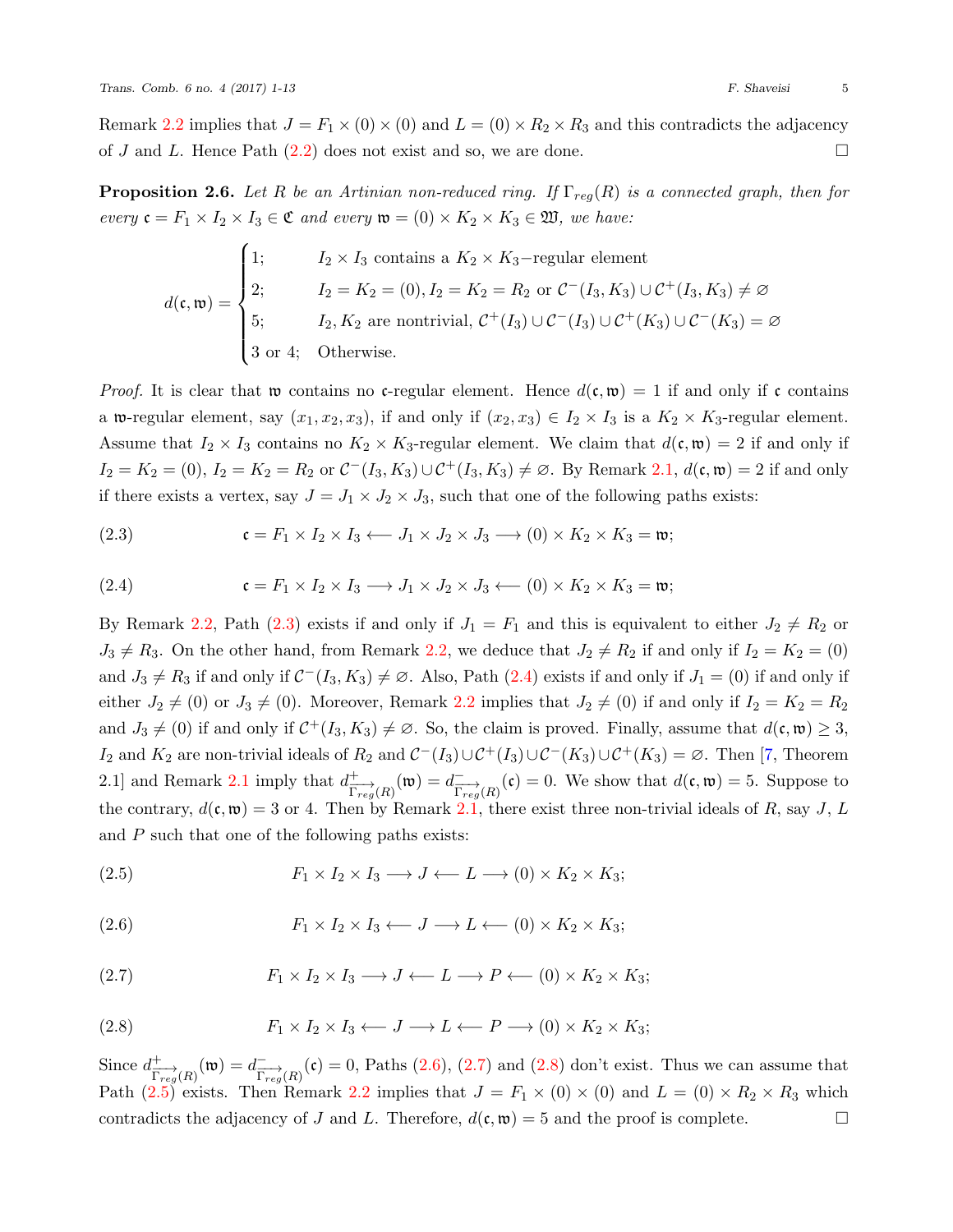Remark 2.2 implies that $J = F_1 \times (0) \times (0)$ and $L = (0) \times R_2 \times R_3$ and this contradicts the adjacency of $J$ and $L$. Hence Path (2.2) does not exist and so, we are done. $\square$

**Proposition 2.6.** *Let $R$ be an Artinian non-reduced ring. If $\Gamma_{reg}(R)$ is a connected graph, then for every $\mathfrak{c} = F_1 \times I_2 \times I_3 \in \mathfrak{C}$ and every $\mathfrak{w} = (0) \times K_2 \times K_3 \in \mathfrak{W}$, we have:*

$$d(\mathfrak{c}, \mathfrak{w}) = \begin{cases} 1; & I_2 \times I_3 \text{ contains a } K_2 \times K_3\text{−regular element} \\ 2; & I_2 = K_2 = (0), I_2 = K_2 = R_2 \text{ or } \mathcal{C}^-(I_3, K_3) \cup \mathcal{C}^+(I_3, K_3) \neq \varnothing \\ 5; & I_2, K_2 \text{ are nontrivial}, \mathcal{C}^+(I_3) \cup \mathcal{C}^-(I_3) \cup \mathcal{C}^+(K_3) \cup \mathcal{C}^-(K_3) = \varnothing \\ 3 \text{ or } 4; & \text{Otherwise.} \end{cases}$$

*Proof.* It is clear that $\mathfrak{w}$ contains no $\mathfrak{c}$-regular element. Hence $d(\mathfrak{c}, \mathfrak{w}) = 1$ if and only if $\mathfrak{c}$ contains a $\mathfrak{w}$-regular element, say $(x_1, x_2, x_3)$, if and only if $(x_2, x_3) \in I_2 \times I_3$ is a $K_2 \times K_3$-regular element. Assume that $I_2 \times I_3$ contains no $K_2 \times K_3$-regular element. We claim that $d(\mathfrak{c}, \mathfrak{w}) = 2$ if and only if $I_2 = K_2 = (0)$, $I_2 = K_2 = R_2$ or $\mathcal{C}^-(I_3, K_3) \cup \mathcal{C}^+(I_3, K_3) \neq \varnothing$. By Remark 2.1, $d(\mathfrak{c}, \mathfrak{w}) = 2$ if and only if there exists a vertex, say $J = J_1 \times J_2 \times J_3$, such that one of the following paths exists:

$$\mathfrak{c} = F_1 \times I_2 \times I_3 \longleftarrow J_1 \times J_2 \times J_3 \longrightarrow (0) \times K_2 \times K_3 = \mathfrak{w}; \tag{2.3}$$

$$\mathfrak{c} = F_1 \times I_2 \times I_3 \longrightarrow J_1 \times J_2 \times J_3 \longleftarrow (0) \times K_2 \times K_3 = \mathfrak{w}; \tag{2.4}$$

By Remark 2.2, Path (2.3) exists if and only if $J_1 = F_1$ and this is equivalent to either $J_2 \neq R_2$ or $J_3 \neq R_3$. On the other hand, from Remark 2.2, we deduce that $J_2 \neq R_2$ if and only if $I_2 = K_2 = (0)$ and $J_3 \neq R_3$ if and only if $\mathcal{C}^-(I_3, K_3) \neq \varnothing$. Also, Path (2.4) exists if and only if $J_1 = (0)$ if and only if either $J_2 \neq (0)$ or $J_3 \neq (0)$. Moreover, Remark 2.2 implies that $J_2 \neq (0)$ if and only if $I_2 = K_2 = R_2$ and $J_3 \neq (0)$ if and only if $\mathcal{C}^+(I_3, K_3) \neq \varnothing$. So, the claim is proved. Finally, assume that $d(\mathfrak{c}, \mathfrak{w}) \geq 3$, $I_2$ and $K_2$ are non-trivial ideals of $R_2$ and $\mathcal{C}^-(I_3) \cup \mathcal{C}^+(I_3) \cup \mathcal{C}^-(K_3) \cup \mathcal{C}^+(K_3) = \varnothing$. Then [7, Theorem 2.1] and Remark 2.1 imply that $d^+_{\overrightarrow{\Gamma_{reg}}(R)}(\mathfrak{w}) = d^-_{\overrightarrow{\Gamma_{reg}}(R)}(\mathfrak{c}) = 0$. We show that $d(\mathfrak{c}, \mathfrak{w}) = 5$. Suppose to the contrary, $d(\mathfrak{c}, \mathfrak{w}) = 3$ or $4$. Then by Remark 2.1, there exist three non-trivial ideals of $R$, say $J$, $L$ and $P$ such that one of the following paths exists:

$$F_1 \times I_2 \times I_3 \longrightarrow J \longleftarrow L \longrightarrow (0) \times K_2 \times K_3; \tag{2.5}$$

$$F_1 \times I_2 \times I_3 \longleftarrow J \longrightarrow L \longleftarrow (0) \times K_2 \times K_3; \tag{2.6}$$

$$F_1 \times I_2 \times I_3 \longrightarrow J \longleftarrow L \longrightarrow P \longleftarrow (0) \times K_2 \times K_3; \tag{2.7}$$

$$F_1 \times I_2 \times I_3 \longleftarrow J \longrightarrow L \longleftarrow P \longrightarrow (0) \times K_2 \times K_3; \tag{2.8}$$

Since $d^+_{\overrightarrow{\Gamma_{reg}}(R)}(\mathfrak{w}) = d^-_{\overrightarrow{\Gamma_{reg}}(R)}(\mathfrak{c}) = 0$, Paths (2.6), (2.7) and (2.8) don't exist. Thus we can assume that Path (2.5) exists. Then Remark 2.2 implies that $J = F_1 \times (0) \times (0)$ and $L = (0) \times R_2 \times R_3$ which contradicts the adjacency of $J$ and $L$. Therefore, $d(\mathfrak{c}, \mathfrak{w}) = 5$ and the proof is complete. $\square$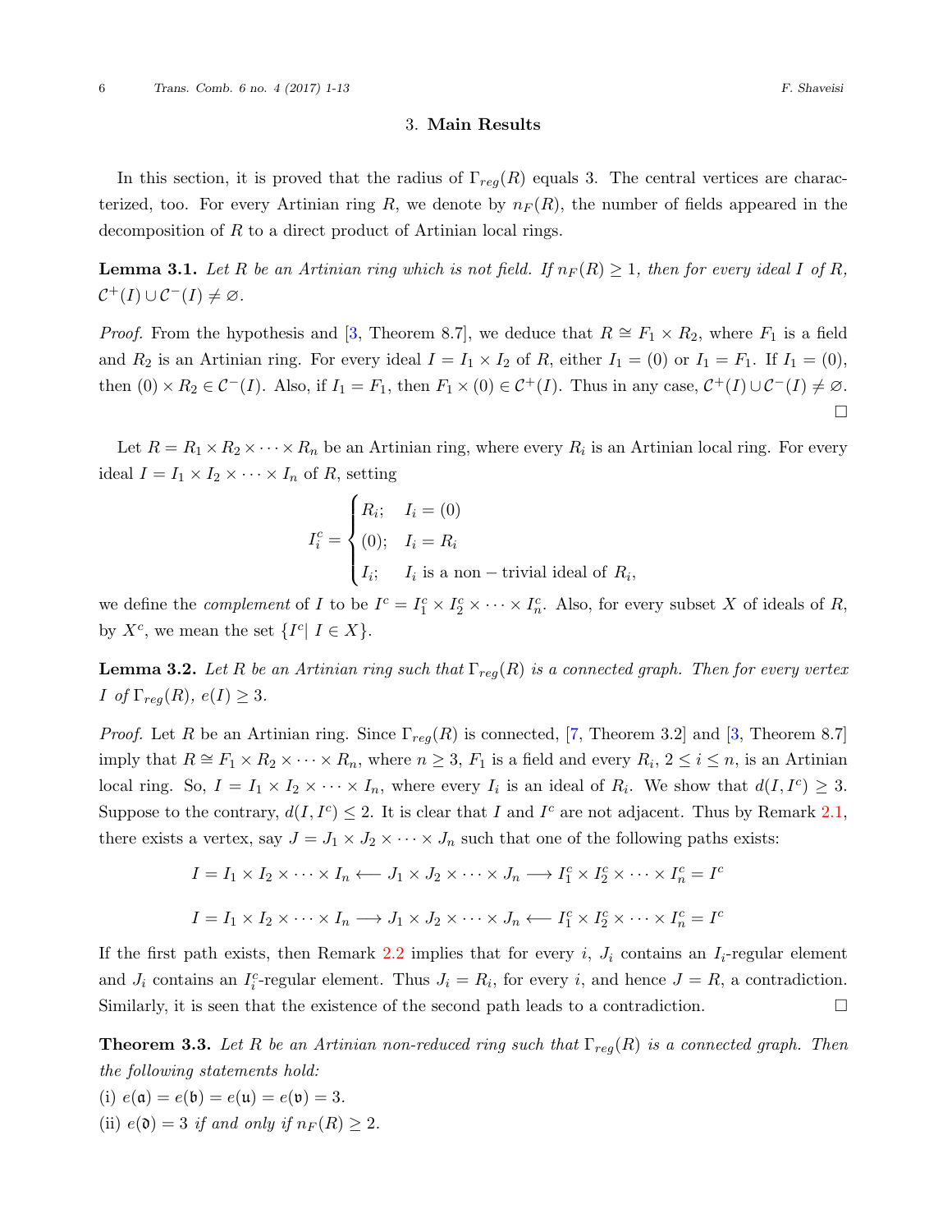## 3. Main Results

In this section, it is proved that the radius of $\Gamma_{reg}(R)$ equals 3. The central vertices are characterized, too. For every Artinian ring $R$, we denote by $n_F(R)$, the number of fields appeared in the decomposition of $R$ to a direct product of Artinian local rings.

**Lemma 3.1.** *Let $R$ be an Artinian ring which is not field. If $n_F(R) \geq 1$, then for every ideal $I$ of $R$, $\mathcal{C}^+(I) \cup \mathcal{C}^-(I) \neq \varnothing$.*

*Proof.* From the hypothesis and [3, Theorem 8.7], we deduce that $R \cong F_1 \times R_2$, where $F_1$ is a field and $R_2$ is an Artinian ring. For every ideal $I = I_1 \times I_2$ of $R$, either $I_1 = (0)$ or $I_1 = F_1$. If $I_1 = (0)$, then $(0) \times R_2 \in \mathcal{C}^-(I)$. Also, if $I_1 = F_1$, then $F_1 \times (0) \in \mathcal{C}^+(I)$. Thus in any case, $\mathcal{C}^+(I) \cup \mathcal{C}^-(I) \neq \varnothing$. $\square$

Let $R = R_1 \times R_2 \times \cdots \times R_n$ be an Artinian ring, where every $R_i$ is an Artinian local ring. For every ideal $I = I_1 \times I_2 \times \cdots \times I_n$ of $R$, setting

$$I_i^c = \begin{cases} R_i; & I_i = (0) \\ (0); & I_i = R_i \\ I_i; & I_i \text{ is a non-trivial ideal of } R_i, \end{cases}$$

we define the *complement* of $I$ to be $I^c = I_1^c \times I_2^c \times \cdots \times I_n^c$. Also, for every subset $X$ of ideals of $R$, by $X^c$, we mean the set $\{I^c | \ I \in X\}$.

**Lemma 3.2.** *Let $R$ be an Artinian ring such that $\Gamma_{reg}(R)$ is a connected graph. Then for every vertex $I$ of $\Gamma_{reg}(R)$, $e(I) \geq 3$.*

*Proof.* Let $R$ be an Artinian ring. Since $\Gamma_{reg}(R)$ is connected, [7, Theorem 3.2] and [3, Theorem 8.7] imply that $R \cong F_1 \times R_2 \times \cdots \times R_n$, where $n \geq 3$, $F_1$ is a field and every $R_i$, $2 \leq i \leq n$, is an Artinian local ring. So, $I = I_1 \times I_2 \times \cdots \times I_n$, where every $I_i$ is an ideal of $R_i$. We show that $d(I, I^c) \geq 3$. Suppose to the contrary, $d(I, I^c) \leq 2$. It is clear that $I$ and $I^c$ are not adjacent. Thus by Remark 2.1, there exists a vertex, say $J = J_1 \times J_2 \times \cdots \times J_n$ such that one of the following paths exists:

$$I = I_1 \times I_2 \times \cdots \times I_n \longleftarrow J_1 \times J_2 \times \cdots \times J_n \longrightarrow I_1^c \times I_2^c \times \cdots \times I_n^c = I^c$$

$$I = I_1 \times I_2 \times \cdots \times I_n \longrightarrow J_1 \times J_2 \times \cdots \times J_n \longleftarrow I_1^c \times I_2^c \times \cdots \times I_n^c = I^c$$

If the first path exists, then Remark 2.2 implies that for every $i$, $J_i$ contains an $I_i$-regular element and $J_i$ contains an $I_i^c$-regular element. Thus $J_i = R_i$, for every $i$, and hence $J = R$, a contradiction. Similarly, it is seen that the existence of the second path leads to a contradiction. $\square$

**Theorem 3.3.** *Let $R$ be an Artinian non-reduced ring such that $\Gamma_{reg}(R)$ is a connected graph. Then the following statements hold:*

(i) $e(\mathfrak{a}) = e(\mathfrak{b}) = e(\mathfrak{u}) = e(\mathfrak{v}) = 3$.

(ii) $e(\mathfrak{d}) = 3$ *if and only if* $n_F(R) \geq 2$.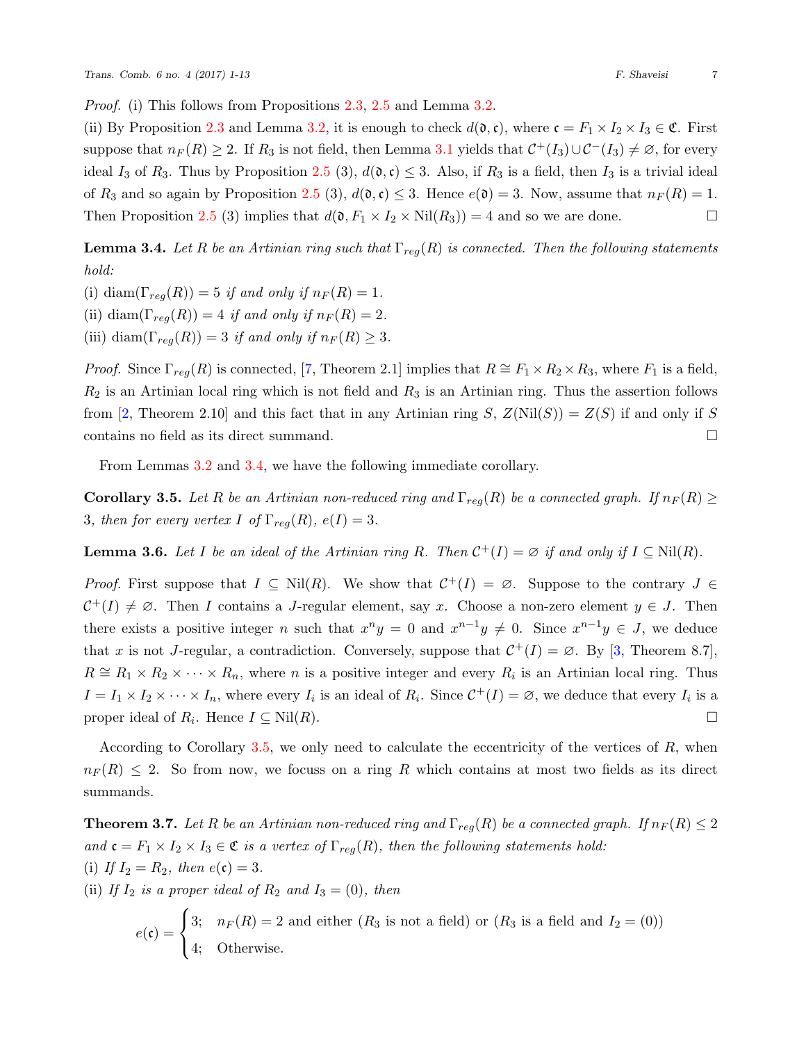*Proof.* (i) This follows from Propositions 2.3, 2.5 and Lemma 3.2.

(ii) By Proposition 2.3 and Lemma 3.2, it is enough to check $d(\mathfrak{d}, \mathfrak{c})$, where $\mathfrak{c} = F_1 \times I_2 \times I_3 \in \mathfrak{C}$. First suppose that $n_F(R) \geq 2$. If $R_3$ is not field, then Lemma 3.1 yields that $\mathcal{C}^+(I_3) \cup \mathcal{C}^-(I_3) \neq \varnothing$, for every ideal $I_3$ of $R_3$. Thus by Proposition 2.5 (3), $d(\mathfrak{d}, \mathfrak{c}) \leq 3$. Also, if $R_3$ is a field, then $I_3$ is a trivial ideal of $R_3$ and so again by Proposition 2.5 (3), $d(\mathfrak{d}, \mathfrak{c}) \leq 3$. Hence $e(\mathfrak{d}) = 3$. Now, assume that $n_F(R) = 1$. Then Proposition 2.5 (3) implies that $d(\mathfrak{d}, F_1 \times I_2 \times \mathrm{Nil}(R_3)) = 4$ and so we are done. $\square$

**Lemma 3.4.** *Let $R$ be an Artinian ring such that $\Gamma_{reg}(R)$ is connected. Then the following statements hold:*

(i) $\mathrm{diam}(\Gamma_{reg}(R)) = 5$ *if and only if* $n_F(R) = 1$.

(ii) $\mathrm{diam}(\Gamma_{reg}(R)) = 4$ *if and only if* $n_F(R) = 2$.

(iii) $\mathrm{diam}(\Gamma_{reg}(R)) = 3$ *if and only if* $n_F(R) \geq 3$.

*Proof.* Since $\Gamma_{reg}(R)$ is connected, [7, Theorem 2.1] implies that $R \cong F_1 \times R_2 \times R_3$, where $F_1$ is a field, $R_2$ is an Artinian local ring which is not field and $R_3$ is an Artinian ring. Thus the assertion follows from [2, Theorem 2.10] and this fact that in any Artinian ring $S$, $Z(\mathrm{Nil}(S)) = Z(S)$ if and only if $S$ contains no field as its direct summand. $\square$

From Lemmas 3.2 and 3.4, we have the following immediate corollary.

**Corollary 3.5.** *Let $R$ be an Artinian non-reduced ring and $\Gamma_{reg}(R)$ be a connected graph. If $n_F(R) \geq 3$, then for every vertex $I$ of $\Gamma_{reg}(R)$, $e(I) = 3$.*

**Lemma 3.6.** *Let $I$ be an ideal of the Artinian ring $R$. Then $\mathcal{C}^+(I) = \varnothing$ if and only if $I \subseteq \mathrm{Nil}(R)$.*

*Proof.* First suppose that $I \subseteq \mathrm{Nil}(R)$. We show that $\mathcal{C}^+(I) = \varnothing$. Suppose to the contrary $J \in \mathcal{C}^+(I) \neq \varnothing$. Then $I$ contains a $J$-regular element, say $x$. Choose a non-zero element $y \in J$. Then there exists a positive integer $n$ such that $x^n y = 0$ and $x^{n-1} y \neq 0$. Since $x^{n-1} y \in J$, we deduce that $x$ is not $J$-regular, a contradiction. Conversely, suppose that $\mathcal{C}^+(I) = \varnothing$. By [3, Theorem 8.7], $R \cong R_1 \times R_2 \times \cdots \times R_n$, where $n$ is a positive integer and every $R_i$ is an Artinian local ring. Thus $I = I_1 \times I_2 \times \cdots \times I_n$, where every $I_i$ is an ideal of $R_i$. Since $\mathcal{C}^+(I) = \varnothing$, we deduce that every $I_i$ is a proper ideal of $R_i$. Hence $I \subseteq \mathrm{Nil}(R)$. $\square$

According to Corollary 3.5, we only need to calculate the eccentricity of the vertices of $R$, when $n_F(R) \leq 2$. So from now, we focuss on a ring $R$ which contains at most two fields as its direct summands.

**Theorem 3.7.** *Let $R$ be an Artinian non-reduced ring and $\Gamma_{reg}(R)$ be a connected graph. If $n_F(R) \leq 2$ and $\mathfrak{c} = F_1 \times I_2 \times I_3 \in \mathfrak{C}$ is a vertex of $\Gamma_{reg}(R)$, then the following statements hold:*

(i) *If $I_2 = R_2$, then $e(\mathfrak{c}) = 3$.*

(ii) *If $I_2$ is a proper ideal of $R_2$ and $I_3 = (0)$, then*

$$e(\mathfrak{c}) = \begin{cases} 3; & n_F(R) = 2 \text{ and either } (R_3 \text{ is not a field}) \text{ or } (R_3 \text{ is a field and } I_2 = (0)) \\ 4; & \text{Otherwise.} \end{cases}$$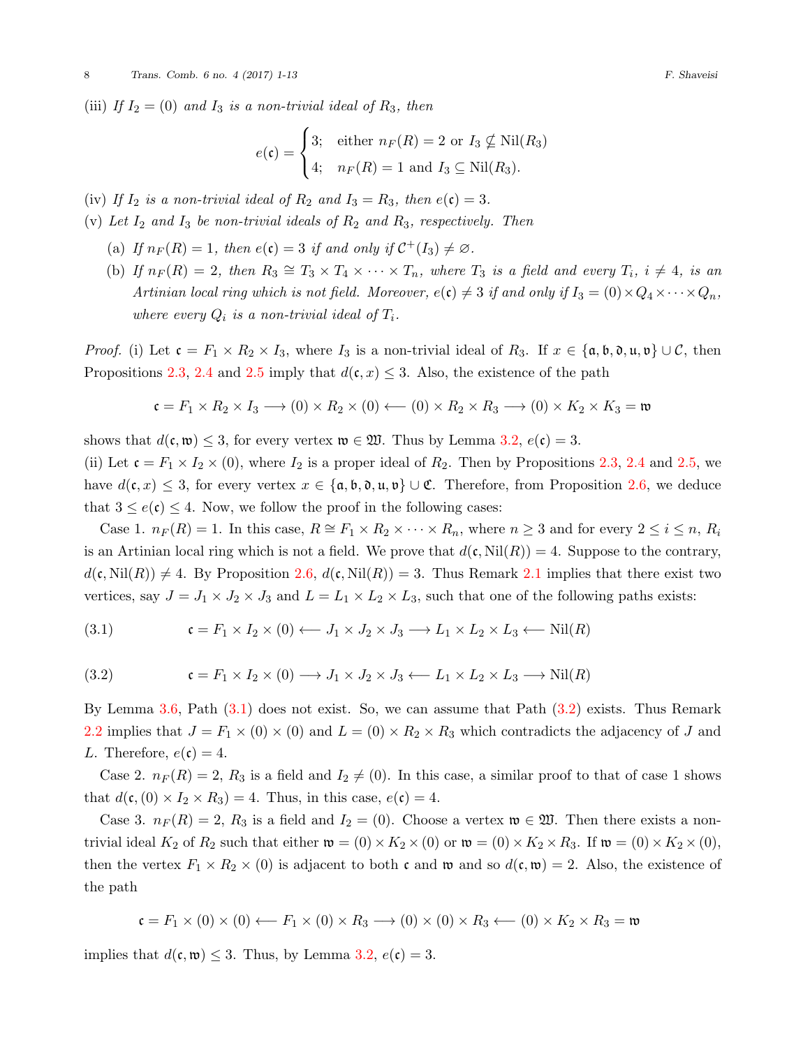(iii) *If $I_2 = (0)$ and $I_3$ is a non-trivial ideal of $R_3$, then*

$$e(\mathfrak{c}) = \begin{cases} 3; & \text{either } n_F(R) = 2 \text{ or } I_3 \nsubseteq \mathrm{Nil}(R_3) \\ 4; & n_F(R) = 1 \text{ and } I_3 \subseteq \mathrm{Nil}(R_3). \end{cases}$$

(iv) *If $I_2$ is a non-trivial ideal of $R_2$ and $I_3 = R_3$, then $e(\mathfrak{c}) = 3$.*

(v) *Let $I_2$ and $I_3$ be non-trivial ideals of $R_2$ and $R_3$, respectively. Then*

- (a) *If $n_F(R) = 1$, then $e(\mathfrak{c}) = 3$ if and only if $\mathcal{C}^+(I_3) \neq \varnothing$.*
- (b) *If $n_F(R) = 2$, then $R_3 \cong T_3 \times T_4 \times \cdots \times T_n$, where $T_3$ is a field and every $T_i$, $i \neq 4$, is an Artinian local ring which is not field. Moreover, $e(\mathfrak{c}) \neq 3$ if and only if $I_3 = (0) \times Q_4 \times \cdots \times Q_n$, where every $Q_i$ is a non-trivial ideal of $T_i$.*

*Proof.* (i) Let $\mathfrak{c} = F_1 \times R_2 \times I_3$, where $I_3$ is a non-trivial ideal of $R_3$. If $x \in \{\mathfrak{a}, \mathfrak{b}, \mathfrak{d}, \mathfrak{u}, \mathfrak{v}\} \cup \mathcal{C}$, then Propositions 2.3, 2.4 and 2.5 imply that $d(\mathfrak{c}, x) \leq 3$. Also, the existence of the path

$$\mathfrak{c} = F_1 \times R_2 \times I_3 \longrightarrow (0) \times R_2 \times (0) \longleftarrow (0) \times R_2 \times R_3 \longrightarrow (0) \times K_2 \times K_3 = \mathfrak{w}$$

shows that $d(\mathfrak{c}, \mathfrak{w}) \leq 3$, for every vertex $\mathfrak{w} \in \mathfrak{W}$. Thus by Lemma 3.2, $e(\mathfrak{c}) = 3$.

(ii) Let $\mathfrak{c} = F_1 \times I_2 \times (0)$, where $I_2$ is a proper ideal of $R_2$. Then by Propositions 2.3, 2.4 and 2.5, we have $d(\mathfrak{c}, x) \leq 3$, for every vertex $x \in \{\mathfrak{a}, \mathfrak{b}, \mathfrak{d}, \mathfrak{u}, \mathfrak{v}\} \cup \mathfrak{C}$. Therefore, from Proposition 2.6, we deduce that $3 \leq e(\mathfrak{c}) \leq 4$. Now, we follow the proof in the following cases:

Case 1. $n_F(R) = 1$. In this case, $R \cong F_1 \times R_2 \times \cdots \times R_n$, where $n \geq 3$ and for every $2 \leq i \leq n$, $R_i$ is an Artinian local ring which is not a field. We prove that $d(\mathfrak{c}, \mathrm{Nil}(R)) = 4$. Suppose to the contrary, $d(\mathfrak{c}, \mathrm{Nil}(R)) \neq 4$. By Proposition 2.6, $d(\mathfrak{c}, \mathrm{Nil}(R)) = 3$. Thus Remark 2.1 implies that there exist two vertices, say $J = J_1 \times J_2 \times J_3$ and $L = L_1 \times L_2 \times L_3$, such that one of the following paths exists:

$$\mathfrak{c} = F_1 \times I_2 \times (0) \longleftarrow J_1 \times J_2 \times J_3 \longrightarrow L_1 \times L_2 \times L_3 \longleftarrow \mathrm{Nil}(R) \tag{3.1}$$

$$\mathfrak{c} = F_1 \times I_2 \times (0) \longrightarrow J_1 \times J_2 \times J_3 \longleftarrow L_1 \times L_2 \times L_3 \longrightarrow \mathrm{Nil}(R) \tag{3.2}$$

By Lemma 3.6, Path (3.1) does not exist. So, we can assume that Path (3.2) exists. Thus Remark 2.2 implies that $J = F_1 \times (0) \times (0)$ and $L = (0) \times R_2 \times R_3$ which contradicts the adjacency of $J$ and $L$. Therefore, $e(\mathfrak{c}) = 4$.

Case 2. $n_F(R) = 2$, $R_3$ is a field and $I_2 \neq (0)$. In this case, a similar proof to that of case 1 shows that $d(\mathfrak{c}, (0) \times I_2 \times R_3) = 4$. Thus, in this case, $e(\mathfrak{c}) = 4$.

Case 3. $n_F(R) = 2$, $R_3$ is a field and $I_2 = (0)$. Choose a vertex $\mathfrak{w} \in \mathfrak{W}$. Then there exists a non-trivial ideal $K_2$ of $R_2$ such that either $\mathfrak{w} = (0) \times K_2 \times (0)$ or $\mathfrak{w} = (0) \times K_2 \times R_3$. If $\mathfrak{w} = (0) \times K_2 \times (0)$, then the vertex $F_1 \times R_2 \times (0)$ is adjacent to both $\mathfrak{c}$ and $\mathfrak{w}$ and so $d(\mathfrak{c}, \mathfrak{w}) = 2$. Also, the existence of the path

$$\mathfrak{c} = F_1 \times (0) \times (0) \longleftarrow F_1 \times (0) \times R_3 \longrightarrow (0) \times (0) \times R_3 \longleftarrow (0) \times K_2 \times R_3 = \mathfrak{w}$$

implies that $d(\mathfrak{c}, \mathfrak{w}) \leq 3$. Thus, by Lemma 3.2, $e(\mathfrak{c}) = 3$.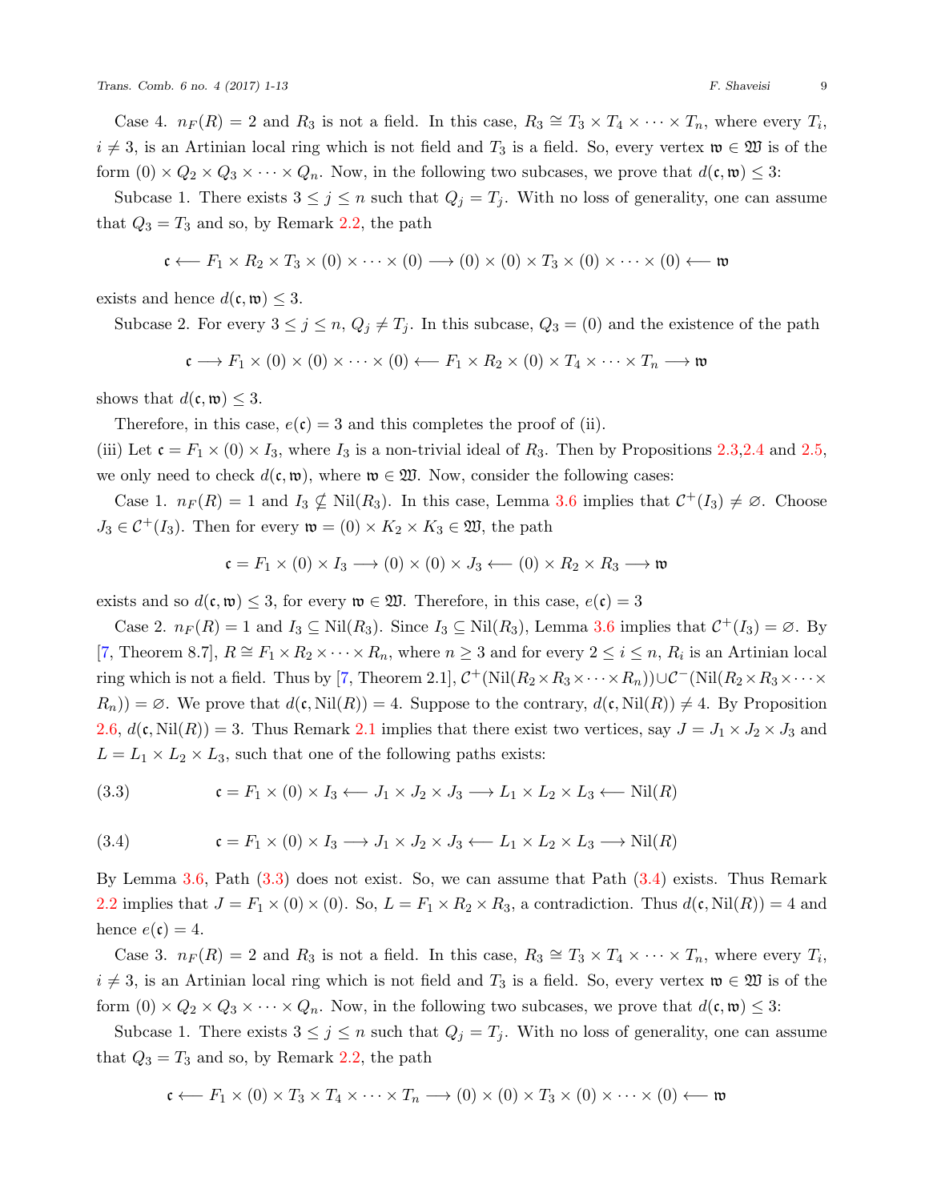Case 4. $n_F(R) = 2$ and $R_3$ is not a field. In this case, $R_3 \cong T_3 \times T_4 \times \cdots \times T_n$, where every $T_i$, $i \neq 3$, is an Artinian local ring which is not field and $T_3$ is a field. So, every vertex $\mathfrak{w} \in \mathfrak{W}$ is of the form $(0) \times Q_2 \times Q_3 \times \cdots \times Q_n$. Now, in the following two subcases, we prove that $d(\mathfrak{c}, \mathfrak{w}) \leq 3$:

Subcase 1. There exists $3 \leq j \leq n$ such that $Q_j = T_j$. With no loss of generality, one can assume that $Q_3 = T_3$ and so, by Remark 2.2, the path

$$\mathfrak{c} \longleftarrow F_1 \times R_2 \times T_3 \times (0) \times \cdots \times (0) \longrightarrow (0) \times (0) \times T_3 \times (0) \times \cdots \times (0) \longleftarrow \mathfrak{w}$$

exists and hence $d(\mathfrak{c}, \mathfrak{w}) \leq 3$.

Subcase 2. For every $3 \leq j \leq n$, $Q_j \neq T_j$. In this subcase, $Q_3 = (0)$ and the existence of the path

$$\mathfrak{c} \longrightarrow F_1 \times (0) \times (0) \times \cdots \times (0) \longleftarrow F_1 \times R_2 \times (0) \times T_4 \times \cdots \times T_n \longrightarrow \mathfrak{w}$$

shows that $d(\mathfrak{c}, \mathfrak{w}) \leq 3$.

Therefore, in this case, $e(\mathfrak{c}) = 3$ and this completes the proof of (ii).

(iii) Let $\mathfrak{c} = F_1 \times (0) \times I_3$, where $I_3$ is a non-trivial ideal of $R_3$. Then by Propositions 2.3, 2.4 and 2.5, we only need to check $d(\mathfrak{c}, \mathfrak{w})$, where $\mathfrak{w} \in \mathfrak{W}$. Now, consider the following cases:

Case 1. $n_F(R) = 1$ and $I_3 \nsubseteq \mathrm{Nil}(R_3)$. In this case, Lemma 3.6 implies that $\mathcal{C}^+(I_3) \neq \varnothing$. Choose $J_3 \in \mathcal{C}^+(I_3)$. Then for every $\mathfrak{w} = (0) \times K_2 \times K_3 \in \mathfrak{W}$, the path

$$\mathfrak{c} = F_1 \times (0) \times I_3 \longrightarrow (0) \times (0) \times J_3 \longleftarrow (0) \times R_2 \times R_3 \longrightarrow \mathfrak{w}$$

exists and so $d(\mathfrak{c}, \mathfrak{w}) \leq 3$, for every $\mathfrak{w} \in \mathfrak{W}$. Therefore, in this case, $e(\mathfrak{c}) = 3$

Case 2. $n_F(R) = 1$ and $I_3 \subseteq \mathrm{Nil}(R_3)$. Since $I_3 \subseteq \mathrm{Nil}(R_3)$, Lemma 3.6 implies that $\mathcal{C}^+(I_3) = \varnothing$. By [7, Theorem 8.7], $R \cong F_1 \times R_2 \times \cdots \times R_n$, where $n \geq 3$ and for every $2 \leq i \leq n$, $R_i$ is an Artinian local ring which is not a field. Thus by [7, Theorem 2.1], $\mathcal{C}^+(\mathrm{Nil}(R_2 \times R_3 \times \cdots \times R_n)) \cup \mathcal{C}^-(\mathrm{Nil}(R_2 \times R_3 \times \cdots \times R_n)) = \varnothing$. We prove that $d(\mathfrak{c}, \mathrm{Nil}(R)) = 4$. Suppose to the contrary, $d(\mathfrak{c}, \mathrm{Nil}(R)) \neq 4$. By Proposition 2.6, $d(\mathfrak{c}, \mathrm{Nil}(R)) = 3$. Thus Remark 2.1 implies that there exist two vertices, say $J = J_1 \times J_2 \times J_3$ and $L = L_1 \times L_2 \times L_3$, such that one of the following paths exists:

$$\mathfrak{c} = F_1 \times (0) \times I_3 \longleftarrow J_1 \times J_2 \times J_3 \longrightarrow L_1 \times L_2 \times L_3 \longleftarrow \mathrm{Nil}(R) \tag{3.3}$$

$$\mathfrak{c} = F_1 \times (0) \times I_3 \longrightarrow J_1 \times J_2 \times J_3 \longleftarrow L_1 \times L_2 \times L_3 \longrightarrow \mathrm{Nil}(R) \tag{3.4}$$

By Lemma 3.6, Path (3.3) does not exist. So, we can assume that Path (3.4) exists. Thus Remark 2.2 implies that $J = F_1 \times (0) \times (0)$. So, $L = F_1 \times R_2 \times R_3$, a contradiction. Thus $d(\mathfrak{c}, \mathrm{Nil}(R)) = 4$ and hence $e(\mathfrak{c}) = 4$.

Case 3. $n_F(R) = 2$ and $R_3$ is not a field. In this case, $R_3 \cong T_3 \times T_4 \times \cdots \times T_n$, where every $T_i$, $i \neq 3$, is an Artinian local ring which is not field and $T_3$ is a field. So, every vertex $\mathfrak{w} \in \mathfrak{W}$ is of the form $(0) \times Q_2 \times Q_3 \times \cdots \times Q_n$. Now, in the following two subcases, we prove that $d(\mathfrak{c}, \mathfrak{w}) \leq 3$:

Subcase 1. There exists $3 \leq j \leq n$ such that $Q_j = T_j$. With no loss of generality, one can assume that $Q_3 = T_3$ and so, by Remark 2.2, the path

$$\mathfrak{c} \longleftarrow F_1 \times (0) \times T_3 \times T_4 \times \cdots \times T_n \longrightarrow (0) \times (0) \times T_3 \times (0) \times \cdots \times (0) \longleftarrow \mathfrak{w}$$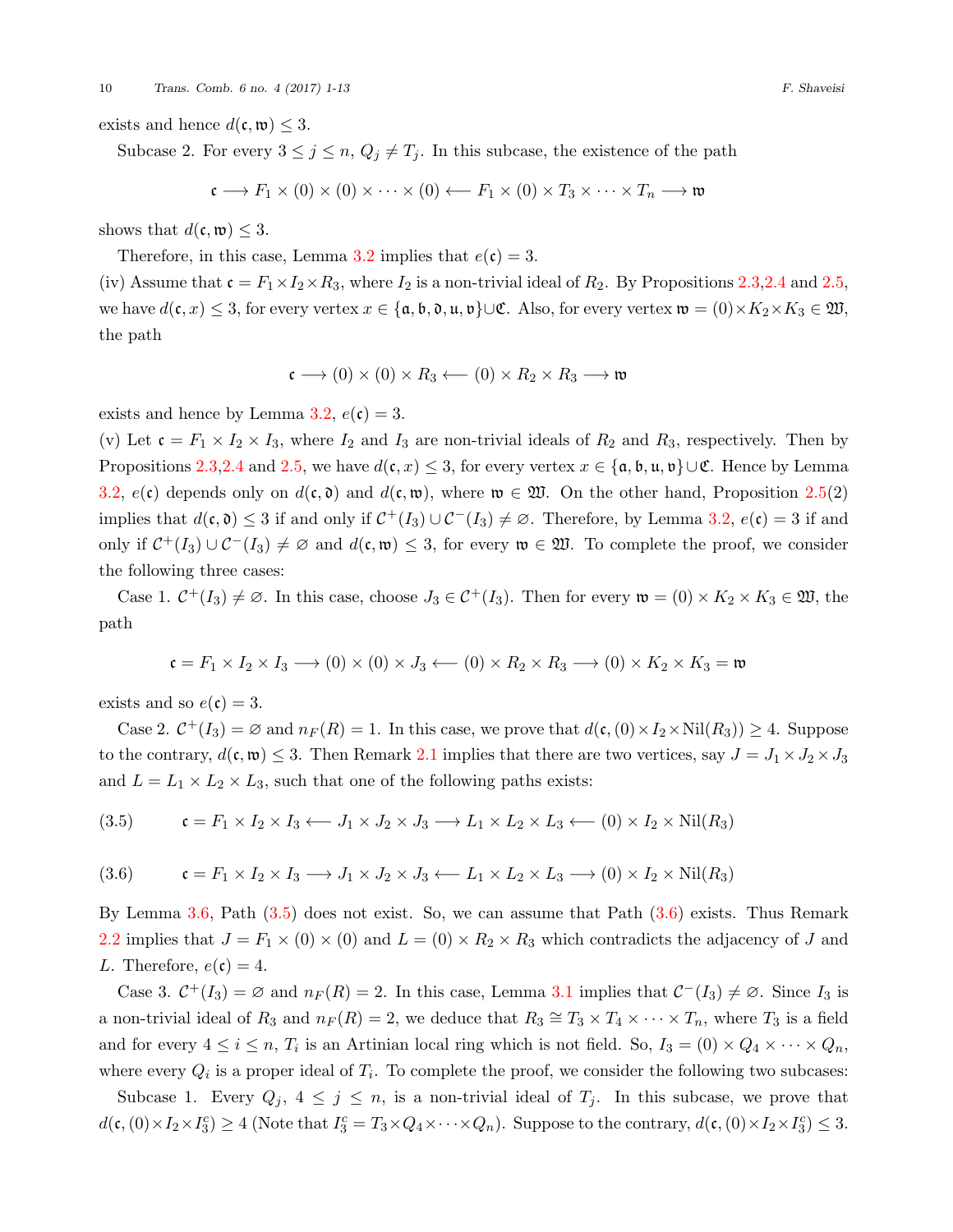exists and hence $d(\mathfrak{c}, \mathfrak{w}) \leq 3$.

Subcase 2. For every $3 \leq j \leq n$, $Q_j \neq T_j$. In this subcase, the existence of the path

$$\mathfrak{c} \longrightarrow F_1 \times (0) \times (0) \times \cdots \times (0) \longleftarrow F_1 \times (0) \times T_3 \times \cdots \times T_n \longrightarrow \mathfrak{w}$$

shows that $d(\mathfrak{c}, \mathfrak{w}) \leq 3$.

Therefore, in this case, Lemma 3.2 implies that $e(\mathfrak{c}) = 3$.

(iv) Assume that $\mathfrak{c} = F_1 \times I_2 \times R_3$, where $I_2$ is a non-trivial ideal of $R_2$. By Propositions 2.3,2.4 and 2.5, we have $d(\mathfrak{c}, x) \leq 3$, for every vertex $x \in \{\mathfrak{a}, \mathfrak{b}, \mathfrak{d}, \mathfrak{u}, \mathfrak{v}\} \cup \mathfrak{C}$. Also, for every vertex $\mathfrak{w} = (0) \times K_2 \times K_3 \in \mathfrak{W}$, the path

$$\mathfrak{c} \longrightarrow (0) \times (0) \times R_3 \longleftarrow (0) \times R_2 \times R_3 \longrightarrow \mathfrak{w}$$

exists and hence by Lemma 3.2, $e(\mathfrak{c}) = 3$.

(v) Let $\mathfrak{c} = F_1 \times I_2 \times I_3$, where $I_2$ and $I_3$ are non-trivial ideals of $R_2$ and $R_3$, respectively. Then by Propositions 2.3,2.4 and 2.5, we have $d(\mathfrak{c}, x) \leq 3$, for every vertex $x \in \{\mathfrak{a}, \mathfrak{b}, \mathfrak{u}, \mathfrak{v}\} \cup \mathfrak{C}$. Hence by Lemma 3.2, $e(\mathfrak{c})$ depends only on $d(\mathfrak{c}, \mathfrak{d})$ and $d(\mathfrak{c}, \mathfrak{w})$, where $\mathfrak{w} \in \mathfrak{W}$. On the other hand, Proposition 2.5(2) implies that $d(\mathfrak{c}, \mathfrak{d}) \leq 3$ if and only if $\mathcal{C}^+(I_3) \cup \mathcal{C}^-(I_3) \neq \varnothing$. Therefore, by Lemma 3.2, $e(\mathfrak{c}) = 3$ if and only if $\mathcal{C}^+(I_3) \cup \mathcal{C}^-(I_3) \neq \varnothing$ and $d(\mathfrak{c}, \mathfrak{w}) \leq 3$, for every $\mathfrak{w} \in \mathfrak{W}$. To complete the proof, we consider the following three cases:

Case 1. $\mathcal{C}^+(I_3) \neq \varnothing$. In this case, choose $J_3 \in \mathcal{C}^+(I_3)$. Then for every $\mathfrak{w} = (0) \times K_2 \times K_3 \in \mathfrak{W}$, the path

$$\mathfrak{c} = F_1 \times I_2 \times I_3 \longrightarrow (0) \times (0) \times J_3 \longleftarrow (0) \times R_2 \times R_3 \longrightarrow (0) \times K_2 \times K_3 = \mathfrak{w}$$

exists and so $e(\mathfrak{c}) = 3$.

Case 2. $\mathcal{C}^+(I_3) = \varnothing$ and $n_F(R) = 1$. In this case, we prove that $d(\mathfrak{c}, (0) \times I_2 \times \mathrm{Nil}(R_3)) \geq 4$. Suppose to the contrary, $d(\mathfrak{c}, \mathfrak{w}) \leq 3$. Then Remark 2.1 implies that there are two vertices, say $J = J_1 \times J_2 \times J_3$ and $L = L_1 \times L_2 \times L_3$, such that one of the following paths exists:

$$\mathfrak{c} = F_1 \times I_2 \times I_3 \longleftarrow J_1 \times J_2 \times J_3 \longrightarrow L_1 \times L_2 \times L_3 \longleftarrow (0) \times I_2 \times \mathrm{Nil}(R_3) \tag{3.5}$$

$$\mathfrak{c} = F_1 \times I_2 \times I_3 \longrightarrow J_1 \times J_2 \times J_3 \longleftarrow L_1 \times L_2 \times L_3 \longrightarrow (0) \times I_2 \times \mathrm{Nil}(R_3) \tag{3.6}$$

By Lemma 3.6, Path (3.5) does not exist. So, we can assume that Path (3.6) exists. Thus Remark 2.2 implies that $J = F_1 \times (0) \times (0)$ and $L = (0) \times R_2 \times R_3$ which contradicts the adjacency of $J$ and $L$. Therefore, $e(\mathfrak{c}) = 4$.

Case 3. $\mathcal{C}^+(I_3) = \varnothing$ and $n_F(R) = 2$. In this case, Lemma 3.1 implies that $\mathcal{C}^-(I_3) \neq \varnothing$. Since $I_3$ is a non-trivial ideal of $R_3$ and $n_F(R) = 2$, we deduce that $R_3 \cong T_3 \times T_4 \times \cdots \times T_n$, where $T_3$ is a field and for every $4 \leq i \leq n$, $T_i$ is an Artinian local ring which is not field. So, $I_3 = (0) \times Q_4 \times \cdots \times Q_n$, where every $Q_i$ is a proper ideal of $T_i$. To complete the proof, we consider the following two subcases:

Subcase 1. Every $Q_j$, $4 \leq j \leq n$, is a non-trivial ideal of $T_j$. In this subcase, we prove that $d(\mathfrak{c}, (0) \times I_2 \times I_3^c) \geq 4$ (Note that $I_3^c = T_3 \times Q_4 \times \cdots \times Q_n$). Suppose to the contrary, $d(\mathfrak{c}, (0) \times I_2 \times I_3^c) \leq 3$.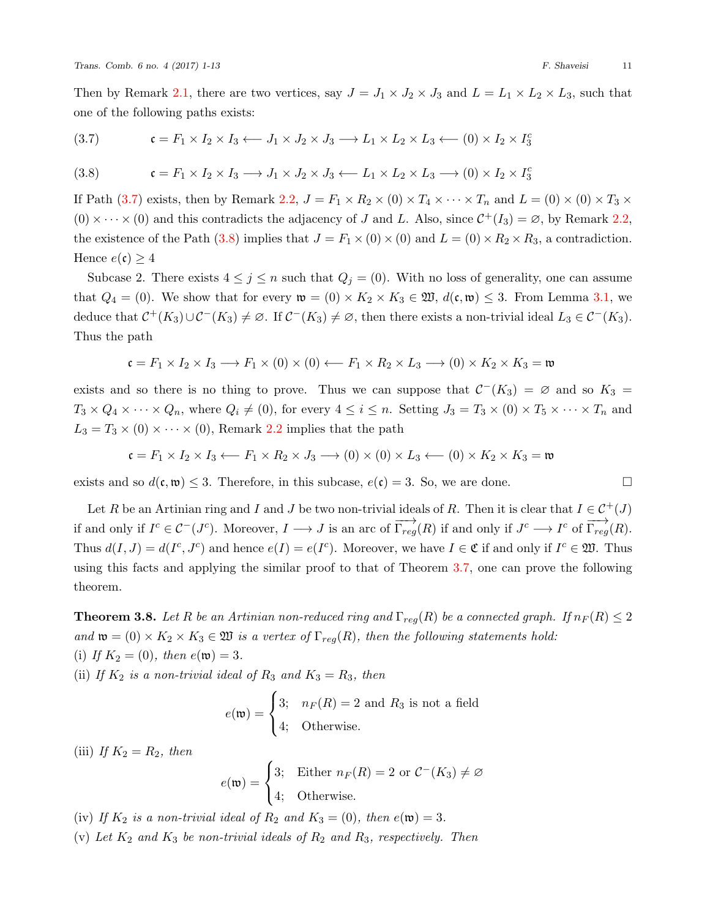Then by Remark 2.1, there are two vertices, say $J = J_1 \times J_2 \times J_3$ and $L = L_1 \times L_2 \times L_3$, such that one of the following paths exists:

$$\mathfrak{c} = F_1 \times I_2 \times I_3 \longleftarrow J_1 \times J_2 \times J_3 \longrightarrow L_1 \times L_2 \times L_3 \longleftarrow (0) \times I_2 \times I_3^c \tag{3.7}$$

$$\mathfrak{c} = F_1 \times I_2 \times I_3 \longrightarrow J_1 \times J_2 \times J_3 \longleftarrow L_1 \times L_2 \times L_3 \longrightarrow (0) \times I_2 \times I_3^c \tag{3.8}$$

If Path (3.7) exists, then by Remark 2.2, $J = F_1 \times R_2 \times (0) \times T_4 \times \cdots \times T_n$ and $L = (0) \times (0) \times T_3 \times (0) \times \cdots \times (0)$ and this contradicts the adjacency of $J$ and $L$. Also, since $\mathcal{C}^+(I_3) = \varnothing$, by Remark 2.2, the existence of the Path (3.8) implies that $J = F_1 \times (0) \times (0)$ and $L = (0) \times R_2 \times R_3$, a contradiction. Hence $e(\mathfrak{c}) \geq 4$

Subcase 2. There exists $4 \leq j \leq n$ such that $Q_j = (0)$. With no loss of generality, one can assume that $Q_4 = (0)$. We show that for every $\mathfrak{w} = (0) \times K_2 \times K_3 \in \mathfrak{W}$, $d(\mathfrak{c}, \mathfrak{w}) \leq 3$. From Lemma 3.1, we deduce that $\mathcal{C}^+(K_3) \cup \mathcal{C}^-(K_3) \neq \varnothing$. If $\mathcal{C}^-(K_3) \neq \varnothing$, then there exists a non-trivial ideal $L_3 \in \mathcal{C}^-(K_3)$. Thus the path

$$\mathfrak{c} = F_1 \times I_2 \times I_3 \longrightarrow F_1 \times (0) \times (0) \longleftarrow F_1 \times R_2 \times L_3 \longrightarrow (0) \times K_2 \times K_3 = \mathfrak{w}$$

exists and so there is no thing to prove. Thus we can suppose that $\mathcal{C}^-(K_3) = \varnothing$ and so $K_3 = T_3 \times Q_4 \times \cdots \times Q_n$, where $Q_i \neq (0)$, for every $4 \leq i \leq n$. Setting $J_3 = T_3 \times (0) \times T_5 \times \cdots \times T_n$ and $L_3 = T_3 \times (0) \times \cdots \times (0)$, Remark 2.2 implies that the path

$$\mathfrak{c} = F_1 \times I_2 \times I_3 \longleftarrow F_1 \times R_2 \times J_3 \longrightarrow (0) \times (0) \times L_3 \longleftarrow (0) \times K_2 \times K_3 = \mathfrak{w}$$

exists and so $d(\mathfrak{c}, \mathfrak{w}) \leq 3$. Therefore, in this subcase, $e(\mathfrak{c}) = 3$. So, we are done. □

Let $R$ be an Artinian ring and $I$ and $J$ be two non-trivial ideals of $R$. Then it is clear that $I \in \mathcal{C}^+(J)$ if and only if $I^c \in \mathcal{C}^-(J^c)$. Moreover, $I \longrightarrow J$ is an arc of $\overrightarrow{\Gamma_{reg}}(R)$ if and only if $J^c \longrightarrow I^c$ of $\overrightarrow{\Gamma_{reg}}(R)$. Thus $d(I, J) = d(I^c, J^c)$ and hence $e(I) = e(I^c)$. Moreover, we have $I \in \mathfrak{C}$ if and only if $I^c \in \mathfrak{W}$. Thus using this facts and applying the similar proof to that of Theorem 3.7, one can prove the following theorem.

**Theorem 3.8.** *Let $R$ be an Artinian non-reduced ring and $\Gamma_{reg}(R)$ be a connected graph. If $n_F(R) \leq 2$ and $\mathfrak{w} = (0) \times K_2 \times K_3 \in \mathfrak{W}$ is a vertex of $\Gamma_{reg}(R)$, then the following statements hold:*

(i) *If $K_2 = (0)$, then $e(\mathfrak{w}) = 3$.*

(ii) *If $K_2$ is a non-trivial ideal of $R_3$ and $K_3 = R_3$, then*

$$e(\mathfrak{w}) = \begin{cases} 3; & n_F(R) = 2 \text{ and } R_3 \text{ is not a field} \\ 4; & \text{Otherwise.} \end{cases}$$

(iii) *If $K_2 = R_2$, then*

$$e(\mathfrak{w}) = \begin{cases} 3; & \text{Either } n_F(R) = 2 \text{ or } \mathcal{C}^-(K_3) \neq \varnothing \\ 4; & \text{Otherwise.} \end{cases}$$

(iv) *If $K_2$ is a non-trivial ideal of $R_2$ and $K_3 = (0)$, then $e(\mathfrak{w}) = 3$.*

(v) *Let $K_2$ and $K_3$ be non-trivial ideals of $R_2$ and $R_3$, respectively. Then*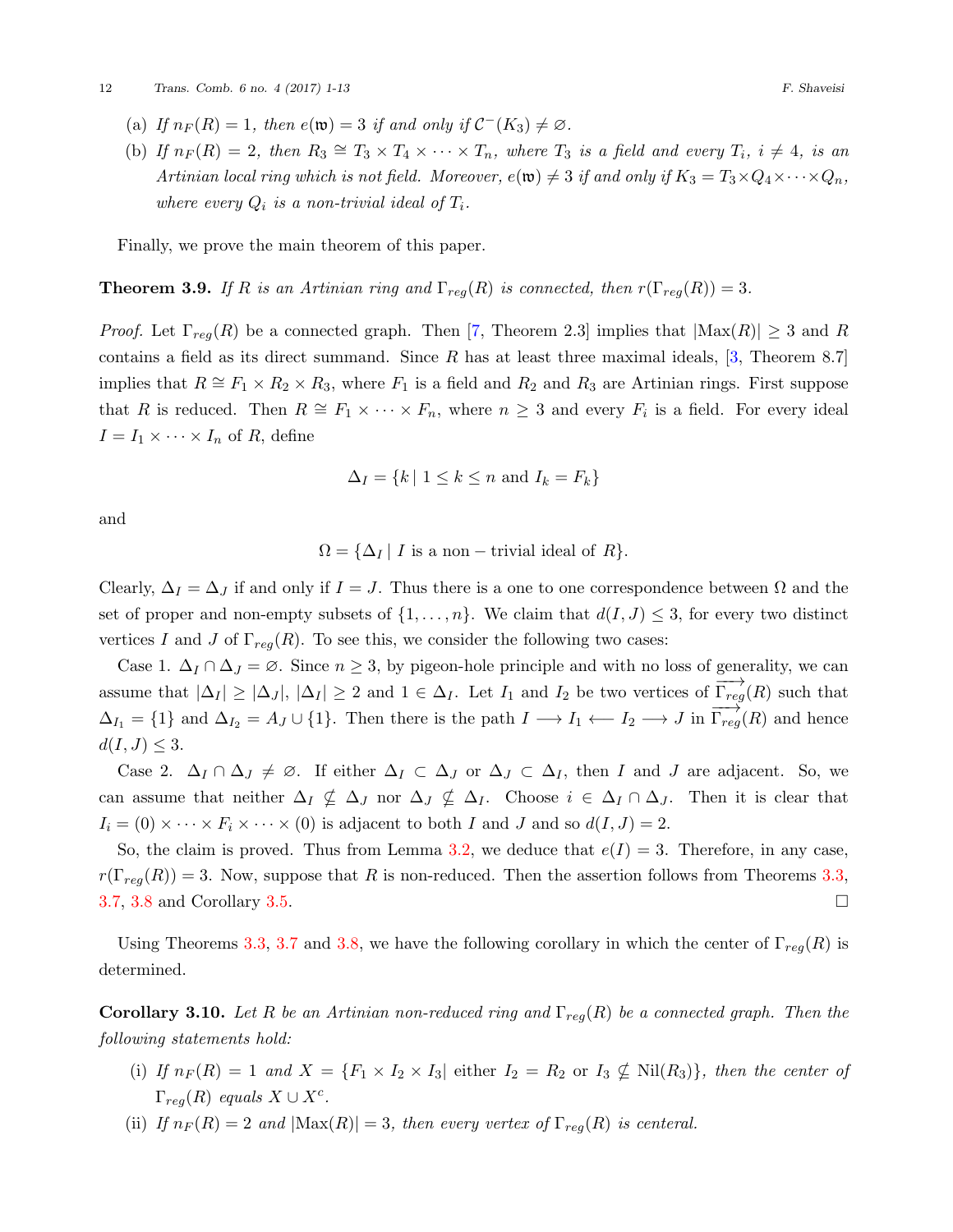(a) *If $n_F(R) = 1$, then $e(\mathfrak{w}) = 3$ if and only if $\mathcal{C}^-(K_3) \neq \varnothing$.*

(b) *If $n_F(R) = 2$, then $R_3 \cong T_3 \times T_4 \times \cdots \times T_n$, where $T_3$ is a field and every $T_i$, $i \neq 4$, is an Artinian local ring which is not field. Moreover, $e(\mathfrak{w}) \neq 3$ if and only if $K_3 = T_3 \times Q_4 \times \cdots \times Q_n$, where every $Q_i$ is a non-trivial ideal of $T_i$.*

Finally, we prove the main theorem of this paper.

**Theorem 3.9.** *If $R$ is an Artinian ring and $\Gamma_{reg}(R)$ is connected, then $r(\Gamma_{reg}(R)) = 3$.*

*Proof.* Let $\Gamma_{reg}(R)$ be a connected graph. Then [7, Theorem 2.3] implies that $|\mathrm{Max}(R)| \geq 3$ and $R$ contains a field as its direct summand. Since $R$ has at least three maximal ideals, [3, Theorem 8.7] implies that $R \cong F_1 \times R_2 \times R_3$, where $F_1$ is a field and $R_2$ and $R_3$ are Artinian rings. First suppose that $R$ is reduced. Then $R \cong F_1 \times \cdots \times F_n$, where $n \geq 3$ and every $F_i$ is a field. For every ideal $I = I_1 \times \cdots \times I_n$ of $R$, define

$$\Delta_I = \{k \mid 1 \leq k \leq n \text{ and } I_k = F_k\}$$

and

$$\Omega = \{\Delta_I \mid I \text{ is a non-trivial ideal of } R\}.$$

Clearly, $\Delta_I = \Delta_J$ if and only if $I = J$. Thus there is a one to one correspondence between $\Omega$ and the set of proper and non-empty subsets of $\{1, \ldots, n\}$. We claim that $d(I, J) \leq 3$, for every two distinct vertices $I$ and $J$ of $\Gamma_{reg}(R)$. To see this, we consider the following two cases:

Case 1. $\Delta_I \cap \Delta_J = \varnothing$. Since $n \geq 3$, by pigeon-hole principle and with no loss of generality, we can assume that $|\Delta_I| \geq |\Delta_J|$, $|\Delta_I| \geq 2$ and $1 \in \Delta_I$. Let $I_1$ and $I_2$ be two vertices of $\overrightarrow{\Gamma_{reg}}(R)$ such that $\Delta_{I_1} = \{1\}$ and $\Delta_{I_2} = A_J \cup \{1\}$. Then there is the path $I \longrightarrow I_1 \longleftarrow I_2 \longrightarrow J$ in $\overrightarrow{\Gamma_{reg}}(R)$ and hence $d(I, J) \leq 3$.

Case 2. $\Delta_I \cap \Delta_J \neq \varnothing$. If either $\Delta_I \subset \Delta_J$ or $\Delta_J \subset \Delta_I$, then $I$ and $J$ are adjacent. So, we can assume that neither $\Delta_I \nsubseteq \Delta_J$ nor $\Delta_J \nsubseteq \Delta_I$. Choose $i \in \Delta_I \cap \Delta_J$. Then it is clear that $I_i = (0) \times \cdots \times F_i \times \cdots \times (0)$ is adjacent to both $I$ and $J$ and so $d(I, J) = 2$.

So, the claim is proved. Thus from Lemma 3.2, we deduce that $e(I) = 3$. Therefore, in any case, $r(\Gamma_{reg}(R)) = 3$. Now, suppose that $R$ is non-reduced. Then the assertion follows from Theorems 3.3, 3.7, 3.8 and Corollary 3.5. □

Using Theorems 3.3, 3.7 and 3.8, we have the following corollary in which the center of $\Gamma_{reg}(R)$ is determined.

**Corollary 3.10.** *Let $R$ be an Artinian non-reduced ring and $\Gamma_{reg}(R)$ be a connected graph. Then the following statements hold:*

(i) *If $n_F(R) = 1$ and $X = \{F_1 \times I_2 \times I_3 \mid$ either $I_2 = R_2$ or $I_3 \nsubseteq \mathrm{Nil}(R_3)\}$, then the center of $\Gamma_{reg}(R)$ equals $X \cup X^c$.*

(ii) *If $n_F(R) = 2$ and $|\mathrm{Max}(R)| = 3$, then every vertex of $\Gamma_{reg}(R)$ is centeral.*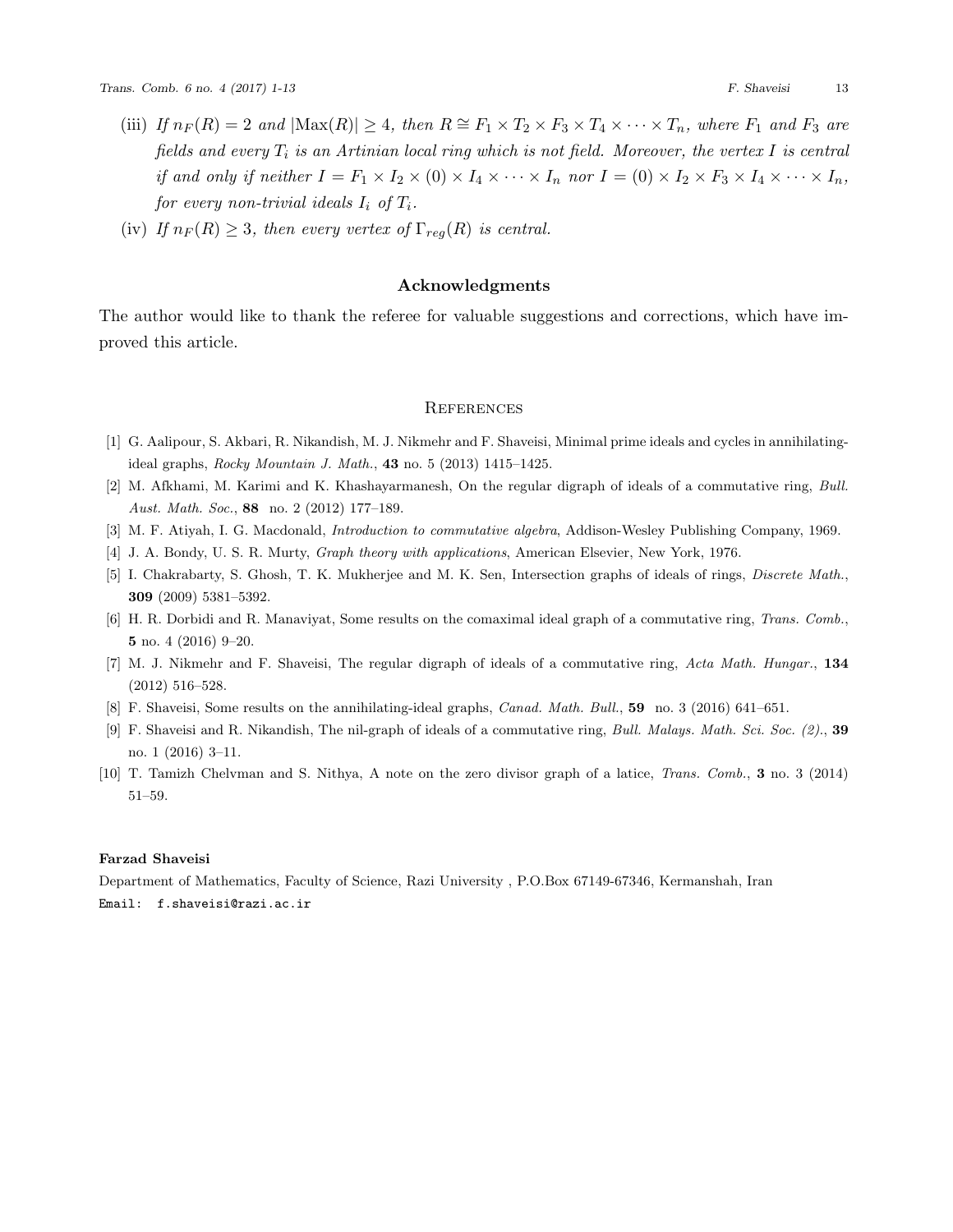(iii) *If $n_F(R) = 2$ and $|\mathrm{Max}(R)| \geq 4$, then $R \cong F_1 \times T_2 \times F_3 \times T_4 \times \cdots \times T_n$, where $F_1$ and $F_3$ are fields and every $T_i$ is an Artinian local ring which is not field. Moreover, the vertex $I$ is central if and only if neither $I = F_1 \times I_2 \times (0) \times I_4 \times \cdots \times I_n$ nor $I = (0) \times I_2 \times F_3 \times I_4 \times \cdots \times I_n$, for every non-trivial ideals $I_i$ of $T_i$.*

(iv) *If $n_F(R) \geq 3$, then every vertex of $\Gamma_{reg}(R)$ is central.*

## Acknowledgments

The author would like to thank the referee for valuable suggestions and corrections, which have improved this article.

## References

[1] G. Aalipour, S. Akbari, R. Nikandish, M. J. Nikmehr and F. Shaveisi, Minimal prime ideals and cycles in annihilating-ideal graphs, *Rocky Mountain J. Math.*, **43** no. 5 (2013) 1415–1425.

[2] M. Afkhami, M. Karimi and K. Khashayarmanesh, On the regular digraph of ideals of a commutative ring, *Bull. Aust. Math. Soc.*, **88** no. 2 (2012) 177–189.

[3] M. F. Atiyah, I. G. Macdonald, *Introduction to commutative algebra*, Addison-Wesley Publishing Company, 1969.

[4] J. A. Bondy, U. S. R. Murty, *Graph theory with applications*, American Elsevier, New York, 1976.

[5] I. Chakrabarty, S. Ghosh, T. K. Mukherjee and M. K. Sen, Intersection graphs of ideals of rings, *Discrete Math.*, **309** (2009) 5381–5392.

[6] H. R. Dorbidi and R. Manaviyat, Some results on the comaximal ideal graph of a commutative ring, *Trans. Comb.*, **5** no. 4 (2016) 9–20.

[7] M. J. Nikmehr and F. Shaveisi, The regular digraph of ideals of a commutative ring, *Acta Math. Hungar.*, **134** (2012) 516–528.

[8] F. Shaveisi, Some results on the annihilating-ideal graphs, *Canad. Math. Bull.*, **59** no. 3 (2016) 641–651.

[9] F. Shaveisi and R. Nikandish, The nil-graph of ideals of a commutative ring, *Bull. Malays. Math. Sci. Soc. (2).*, **39** no. 1 (2016) 3–11.

[10] T. Tamizh Chelvman and S. Nithya, A note on the zero divisor graph of a latice, *Trans. Comb.*, **3** no. 3 (2014) 51–59.

**Farzad Shaveisi**

Department of Mathematics, Faculty of Science, Razi University , P.O.Box 67149-67346, Kermanshah, Iran

Email: f.shaveisi@razi.ac.ir